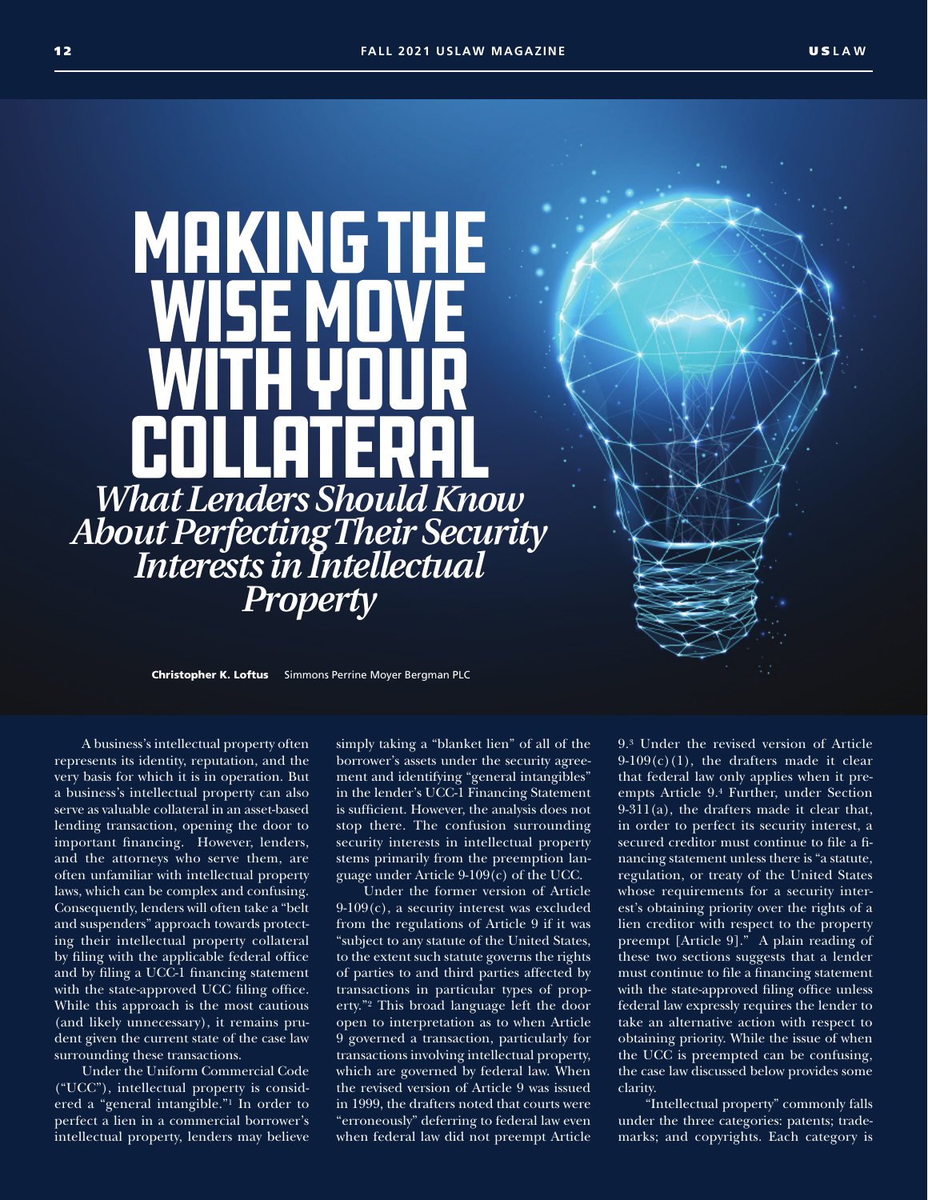# Making the Wise Move with Your Collateral

## *What Lenders Should Know About Perfecting Their Security Interests in Intellectual Property*

**Christopher K. Loftus** Simmons Perrine Moyer Bergman PLC

A business's intellectual property often represents its identity, reputation, and the very basis for which it is in operation. But a business's intellectual property can also serve as valuable collateral in an asset-based lending transaction, opening the door to important financing. However, lenders, and the attorneys who serve them, are often unfamiliar with intellectual property laws, which can be complex and confusing. Consequently, lenders will often take a "belt and suspenders" approach towards protecting their intellectual property collateral by filing with the applicable federal office and by filing a UCC-1 financing statement with the state-approved UCC filing office. While this approach is the most cautious (and likely unnecessary), it remains prudent given the current state of the case law surrounding these transactions.

Under the Uniform Commercial Code ("UCC"), intellectual property is considered a "general intangible."[1] In order to perfect a lien in a commercial borrower's intellectual property, lenders may believe simply taking a "blanket lien" of all of the borrower's assets under the security agreement and identifying "general intangibles" in the lender's UCC-1 Financing Statement is sufficient. However, the analysis does not stop there. The confusion surrounding security interests in intellectual property stems primarily from the preemption language under Article 9-109(c) of the UCC.

Under the former version of Article 9-109(c), a security interest was excluded from the regulations of Article 9 if it was "subject to any statute of the United States, to the extent such statute governs the rights of parties to and third parties affected by transactions in particular types of property."[2] This broad language left the door open to interpretation as to when Article 9 governed a transaction, particularly for transactions involving intellectual property, which are governed by federal law. When the revised version of Article 9 was issued in 1999, the drafters noted that courts were "erroneously" deferring to federal law even when federal law did not preempt Article 9.[3] Under the revised version of Article 9-109(c)(1), the drafters made it clear that federal law only applies when it preempts Article 9.[4] Further, under Section 9-311(a), the drafters made it clear that, in order to perfect its security interest, a secured creditor must continue to file a financing statement unless there is "a statute, regulation, or treaty of the United States whose requirements for a security interest's obtaining priority over the rights of a lien creditor with respect to the property preempt [Article 9]." A plain reading of these two sections suggests that a lender must continue to file a financing statement with the state-approved filing office unless federal law expressly requires the lender to take an alternative action with respect to obtaining priority. While the issue of when the UCC is preempted can be confusing, the case law discussed below provides some clarity.

"Intellectual property" commonly falls under the three categories: patents; trademarks; and copyrights. Each category is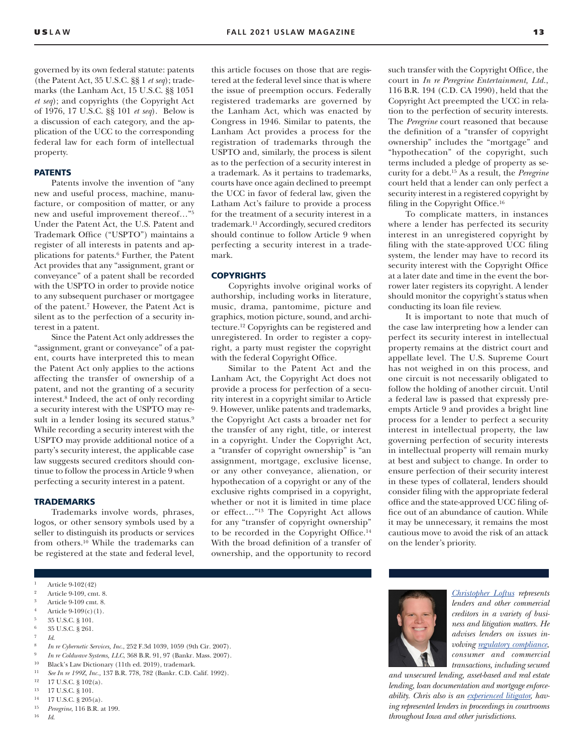governed by its own federal statute: patents (the Patent Act, 35 U.S.C. §§ 1 *et seq*); trademarks (the Lanham Act, 15 U.S.C. §§ 1051 *et seq*); and copyrights (the Copyright Act of 1976, 17 U.S.C. §§ 101 *et seq*). Below is a discussion of each category, and the application of the UCC to the corresponding federal law for each form of intellectual property.

## PATENTS

Patents involve the invention of "any new and useful process, machine, manufacture, or composition of matter, or any new and useful improvement thereof…"[5] Under the Patent Act, the U.S. Patent and Trademark Office ("USPTO") maintains a register of all interests in patents and applications for patents.[6] Further, the Patent Act provides that any "assignment, grant or conveyance" of a patent shall be recorded with the USPTO in order to provide notice to any subsequent purchaser or mortgagee of the patent.[7] However, the Patent Act is silent as to the perfection of a security interest in a patent.

Since the Patent Act only addresses the "assignment, grant or conveyance" of a patent, courts have interpreted this to mean the Patent Act only applies to the actions affecting the transfer of ownership of a patent, and not the granting of a security interest.[8] Indeed, the act of only recording a security interest with the USPTO may result in a lender losing its secured status.[9] While recording a security interest with the USPTO may provide additional notice of a party's security interest, the applicable case law suggests secured creditors should continue to follow the process in Article 9 when perfecting a security interest in a patent.

## TRADEMARKS

Trademarks involve words, phrases, logos, or other sensory symbols used by a seller to distinguish its products or services from others.[10] While the trademarks can be registered at the state and federal level, this article focuses on those that are registered at the federal level since that is where the issue of preemption occurs. Federally registered trademarks are governed by the Lanham Act, which was enacted by Congress in 1946. Similar to patents, the Lanham Act provides a process for the registration of trademarks through the USPTO and, similarly, the process is silent as to the perfection of a security interest in a trademark. As it pertains to trademarks, courts have once again declined to preempt the UCC in favor of federal law, given the Latham Act's failure to provide a process for the treatment of a security interest in a trademark.[11] Accordingly, secured creditors should continue to follow Article 9 when perfecting a security interest in a trademark.

## COPYRIGHTS

Copyrights involve original works of authorship, including works in literature, music, drama, pantomime, picture and graphics, motion picture, sound, and architecture.[12] Copyrights can be registered and unregistered. In order to register a copyright, a party must register the copyright with the federal Copyright Office.

Similar to the Patent Act and the Lanham Act, the Copyright Act does not provide a process for perfection of a security interest in a copyright similar to Article 9. However, unlike patents and trademarks, the Copyright Act casts a broader net for the transfer of any right, title, or interest in a copyright. Under the Copyright Act, a "transfer of copyright ownership" is "an assignment, mortgage, exclusive license, or any other conveyance, alienation, or hypothecation of a copyright or any of the exclusive rights comprised in a copyright, whether or not it is limited in time place or effect…"[13] The Copyright Act allows for any "transfer of copyright ownership" to be recorded in the Copyright Office.[14] With the broad definition of a transfer of ownership, and the opportunity to record such transfer with the Copyright Office, the court in *In re Peregrine Entertainment, Ltd.*, 116 B.R. 194 (C.D. CA 1990), held that the Copyright Act preempted the UCC in relation to the perfection of security interests. The *Peregrine* court reasoned that because the definition of a "transfer of copyright ownership" includes the "mortgage" and "hypothecation" of the copyright, such terms included a pledge of property as security for a debt.[15] As a result, the *Peregrine* court held that a lender can only perfect a security interest in a registered copyright by filing in the Copyright Office.[16]

To complicate matters, in instances where a lender has perfected its security interest in an unregistered copyright by filing with the state-approved UCC filing system, the lender may have to record its security interest with the Copyright Office at a later date and time in the event the borrower later registers its copyright. A lender should monitor the copyright's status when conducting its loan file review.

It is important to note that much of the case law interpreting how a lender can perfect its security interest in intellectual property remains at the district court and appellate level. The U.S. Supreme Court has not weighed in on this process, and one circuit is not necessarily obligated to follow the holding of another circuit. Until a federal law is passed that expressly preempts Article 9 and provides a bright line process for a lender to perfect a security interest in intellectual property, the law governing perfection of security interests in intellectual property will remain murky at best and subject to change. In order to ensure perfection of their security interest in these types of collateral, lenders should consider filing with the appropriate federal office and the state-approved UCC filing office out of an abundance of caution. While it may be unnecessary, it remains the most cautious move to avoid the risk of an attack on the lender's priority.

---

1 Article 9-102(42)
2 Article 9-109, cmt. 8.
3 Article 9-109 cmt. 8.
4 Article 9-109(c)(1).
5 35 U.S.C. § 101.
6 35 U.S.C. § 261.
7 *Id.*
8 *In re Cybernetic Services, Inc.*, 252 F.3d 1039, 1059 (9th Cir. 2007).
9 *In re Coldwave Systems, LLC*, 368 B.R. 91, 97 (Bankr. Mass. 2007).
10 Black's Law Dictionary (11th ed. 2019), trademark.
11 *See In re 199Z, Inc.*, 137 B.R. 778, 782 (Bankr. C.D. Calif. 1992).
12 17 U.S.C. § 102(a).
13 17 U.S.C. § 101.
14 17 U.S.C. § 205(a).
15 *Peregrine*, 116 B.R. at 199.
16 *Id.*

---

*Christopher Loftus represents lenders and other commercial creditors in a variety of business and litigation matters. He advises lenders on issues involving regulatory compliance, consumer and commercial transactions, including secured and unsecured lending, asset-based and real estate lending, loan documentation and mortgage enforceability. Chris also is an experienced litigator, having represented lenders in proceedings in courtrooms throughout Iowa and other jurisdictions.*